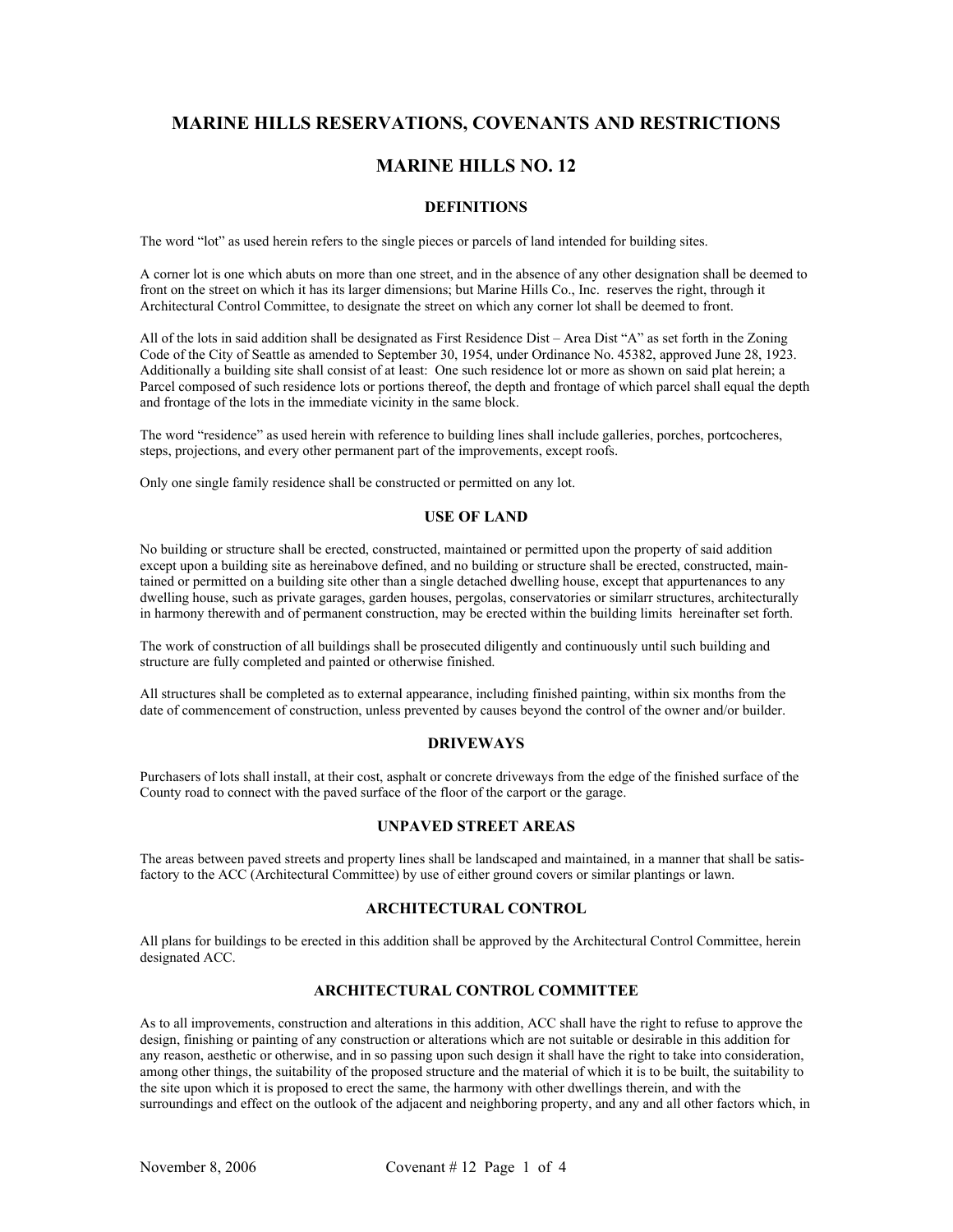# MARINE HILLS RESERVATIONS, COVENANTS AND RESTRICTIONS

# MARINE HILLS NO. 12

## DEFINITIONS

The word "lot" as used herein refers to the single pieces or parcels of land intended for building sites.

A corner lot is one which abuts on more than one street, and in the absence of any other designation shall be deemed to front on the street on which it has its larger dimensions; but Marine Hills Co., Inc. reserves the right, through it Architectural Control Committee, to designate the street on which any corner lot shall be deemed to front.

All of the lots in said addition shall be designated as First Residence Dist – Area Dist "A" as set forth in the Zoning Code of the City of Seattle as amended to September 30, 1954, under Ordinance No. 45382, approved June 28, 1923. Additionally a building site shall consist of at least: One such residence lot or more as shown on said plat herein; a Parcel composed of such residence lots or portions thereof, the depth and frontage of which parcel shall equal the depth and frontage of the lots in the immediate vicinity in the same block.

The word "residence" as used herein with reference to building lines shall include galleries, porches, portcocheres, steps, projections, and every other permanent part of the improvements, except roofs.

Only one single family residence shall be constructed or permitted on any lot.

## USE OF LAND

No building or structure shall be erected, constructed, maintained or permitted upon the property of said addition except upon a building site as hereinabove defined, and no building or structure shall be erected, constructed, maintained or permitted on a building site other than a single detached dwelling house, except that appurtenances to any dwelling house, such as private garages, garden houses, pergolas, conservatories or similarr structures, architecturally in harmony therewith and of permanent construction, may be erected within the building limits hereinafter set forth.

The work of construction of all buildings shall be prosecuted diligently and continuously until such building and structure are fully completed and painted or otherwise finished.

All structures shall be completed as to external appearance, including finished painting, within six months from the date of commencement of construction, unless prevented by causes beyond the control of the owner and/or builder.

## DRIVEWAYS

Purchasers of lots shall install, at their cost, asphalt or concrete driveways from the edge of the finished surface of the County road to connect with the paved surface of the floor of the carport or the garage.

## UNPAVED STREET AREAS

The areas between paved streets and property lines shall be landscaped and maintained, in a manner that shall be satisfactory to the ACC (Architectural Committee) by use of either ground covers or similar plantings or lawn.

## ARCHITECTURAL CONTROL

All plans for buildings to be erected in this addition shall be approved by the Architectural Control Committee, herein designated ACC.

## ARCHITECTURAL CONTROL COMMITTEE

As to all improvements, construction and alterations in this addition, ACC shall have the right to refuse to approve the design, finishing or painting of any construction or alterations which are not suitable or desirable in this addition for any reason, aesthetic or otherwise, and in so passing upon such design it shall have the right to take into consideration, among other things, the suitability of the proposed structure and the material of which it is to be built, the suitability to the site upon which it is proposed to erect the same, the harmony with other dwellings therein, and with the surroundings and effect on the outlook of the adjacent and neighboring property, and any and all other factors which, in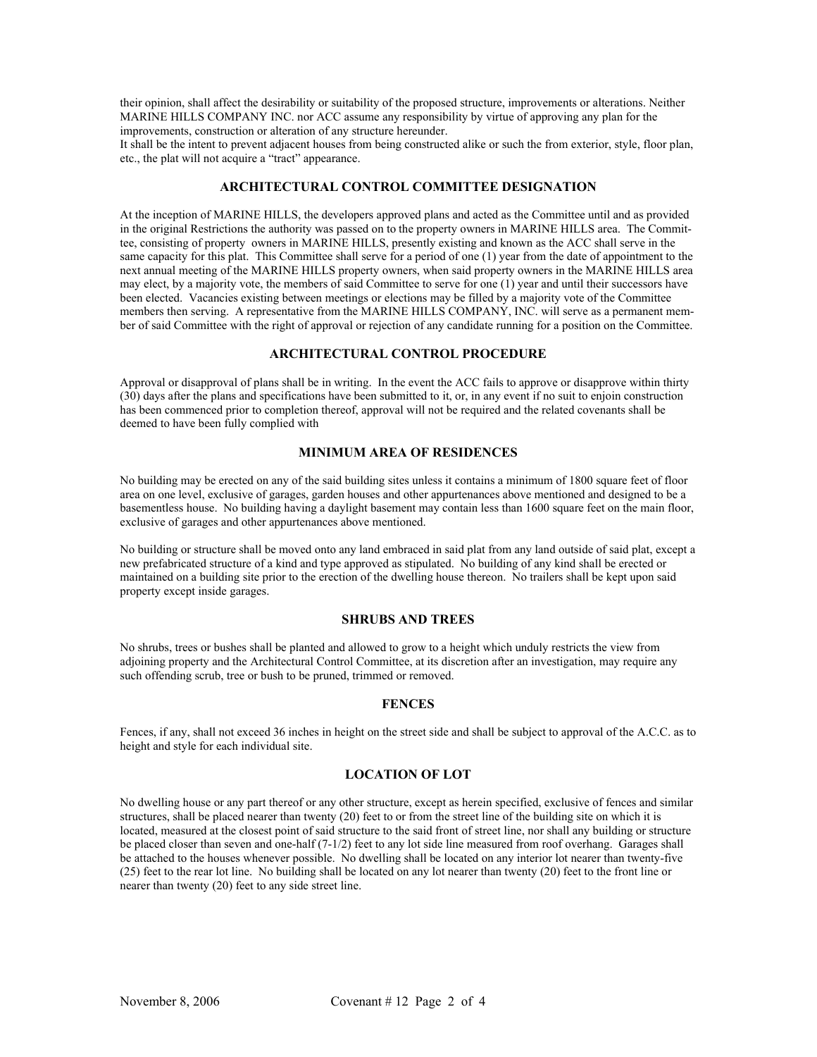their opinion, shall affect the desirability or suitability of the proposed structure, improvements or alterations. Neither MARINE HILLS COMPANY INC. nor ACC assume any responsibility by virtue of approving any plan for the improvements, construction or alteration of any structure hereunder.
It shall be the intent to prevent adjacent houses from being constructed alike or such the from exterior, style, floor plan, etc., the plat will not acquire a "tract" appearance.

## ARCHITECTURAL CONTROL COMMITTEE DESIGNATION

At the inception of MARINE HILLS, the developers approved plans and acted as the Committee until and as provided in the original Restrictions the authority was passed on to the property owners in MARINE HILLS area. The Committee, consisting of property owners in MARINE HILLS, presently existing and known as the ACC shall serve in the same capacity for this plat. This Committee shall serve for a period of one (1) year from the date of appointment to the next annual meeting of the MARINE HILLS property owners, when said property owners in the MARINE HILLS area may elect, by a majority vote, the members of said Committee to serve for one (1) year and until their successors have been elected. Vacancies existing between meetings or elections may be filled by a majority vote of the Committee members then serving. A representative from the MARINE HILLS COMPANY, INC. will serve as a permanent member of said Committee with the right of approval or rejection of any candidate running for a position on the Committee.

## ARCHITECTURAL CONTROL PROCEDURE

Approval or disapproval of plans shall be in writing. In the event the ACC fails to approve or disapprove within thirty (30) days after the plans and specifications have been submitted to it, or, in any event if no suit to enjoin construction has been commenced prior to completion thereof, approval will not be required and the related covenants shall be deemed to have been fully complied with

## MINIMUM AREA OF RESIDENCES

No building may be erected on any of the said building sites unless it contains a minimum of 1800 square feet of floor area on one level, exclusive of garages, garden houses and other appurtenances above mentioned and designed to be a basementless house. No building having a daylight basement may contain less than 1600 square feet on the main floor, exclusive of garages and other appurtenances above mentioned.

No building or structure shall be moved onto any land embraced in said plat from any land outside of said plat, except a new prefabricated structure of a kind and type approved as stipulated. No building of any kind shall be erected or maintained on a building site prior to the erection of the dwelling house thereon. No trailers shall be kept upon said property except inside garages.

## SHRUBS AND TREES

No shrubs, trees or bushes shall be planted and allowed to grow to a height which unduly restricts the view from adjoining property and the Architectural Control Committee, at its discretion after an investigation, may require any such offending scrub, tree or bush to be pruned, trimmed or removed.

## FENCES

Fences, if any, shall not exceed 36 inches in height on the street side and shall be subject to approval of the A.C.C. as to height and style for each individual site.

## LOCATION OF LOT

No dwelling house or any part thereof or any other structure, except as herein specified, exclusive of fences and similar structures, shall be placed nearer than twenty (20) feet to or from the street line of the building site on which it is located, measured at the closest point of said structure to the said front of street line, nor shall any building or structure be placed closer than seven and one-half (7-1/2) feet to any lot side line measured from roof overhang. Garages shall be attached to the houses whenever possible. No dwelling shall be located on any interior lot nearer than twenty-five (25) feet to the rear lot line. No building shall be located on any lot nearer than twenty (20) feet to the front line or nearer than twenty (20) feet to any side street line.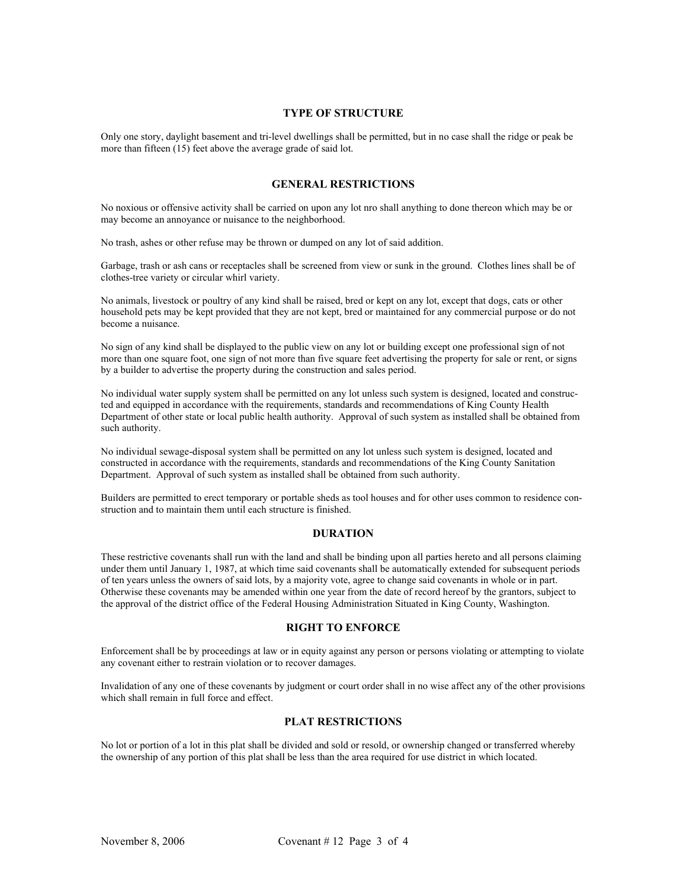### TYPE OF STRUCTURE

Only one story, daylight basement and tri-level dwellings shall be permitted, but in no case shall the ridge or peak be more than fifteen (15) feet above the average grade of said lot.

### GENERAL RESTRICTIONS

No noxious or offensive activity shall be carried on upon any lot nro shall anything to done thereon which may be or may become an annoyance or nuisance to the neighborhood.

No trash, ashes or other refuse may be thrown or dumped on any lot of said addition.

Garbage, trash or ash cans or receptacles shall be screened from view or sunk in the ground. Clothes lines shall be of clothes-tree variety or circular whirl variety.

No animals, livestock or poultry of any kind shall be raised, bred or kept on any lot, except that dogs, cats or other household pets may be kept provided that they are not kept, bred or maintained for any commercial purpose or do not become a nuisance.

No sign of any kind shall be displayed to the public view on any lot or building except one professional sign of not more than one square foot, one sign of not more than five square feet advertising the property for sale or rent, or signs by a builder to advertise the property during the construction and sales period.

No individual water supply system shall be permitted on any lot unless such system is designed, located and constructed and equipped in accordance with the requirements, standards and recommendations of King County Health Department of other state or local public health authority. Approval of such system as installed shall be obtained from such authority.

No individual sewage-disposal system shall be permitted on any lot unless such system is designed, located and constructed in accordance with the requirements, standards and recommendations of the King County Sanitation Department. Approval of such system as installed shall be obtained from such authority.

Builders are permitted to erect temporary or portable sheds as tool houses and for other uses common to residence construction and to maintain them until each structure is finished.

### DURATION

These restrictive covenants shall run with the land and shall be binding upon all parties hereto and all persons claiming under them until January 1, 1987, at which time said covenants shall be automatically extended for subsequent periods of ten years unless the owners of said lots, by a majority vote, agree to change said covenants in whole or in part. Otherwise these covenants may be amended within one year from the date of record hereof by the grantors, subject to the approval of the district office of the Federal Housing Administration Situated in King County, Washington.

### RIGHT TO ENFORCE

Enforcement shall be by proceedings at law or in equity against any person or persons violating or attempting to violate any covenant either to restrain violation or to recover damages.

Invalidation of any one of these covenants by judgment or court order shall in no wise affect any of the other provisions which shall remain in full force and effect.

### PLAT RESTRICTIONS

No lot or portion of a lot in this plat shall be divided and sold or resold, or ownership changed or transferred whereby the ownership of any portion of this plat shall be less than the area required for use district in which located.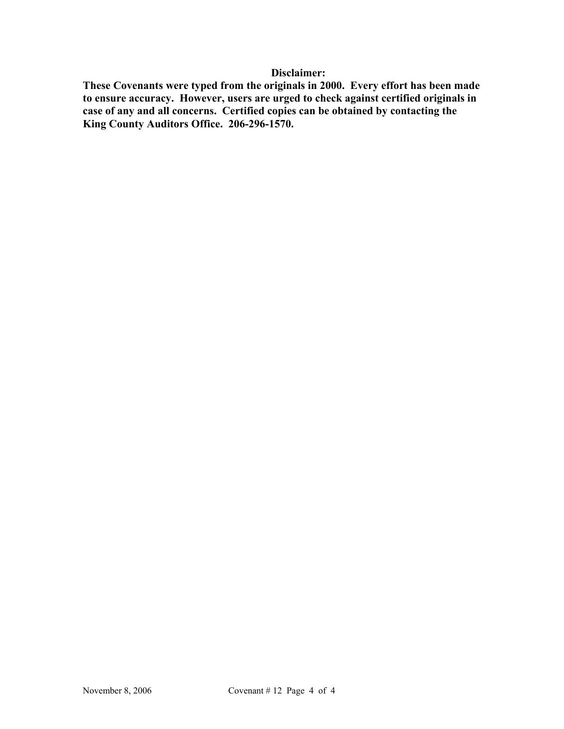**Disclaimer:**

**These Covenants were typed from the originals in 2000. Every effort has been made to ensure accuracy. However, users are urged to check against certified originals in case of any and all concerns. Certified copies can be obtained by contacting the King County Auditors Office. 206-296-1570.**